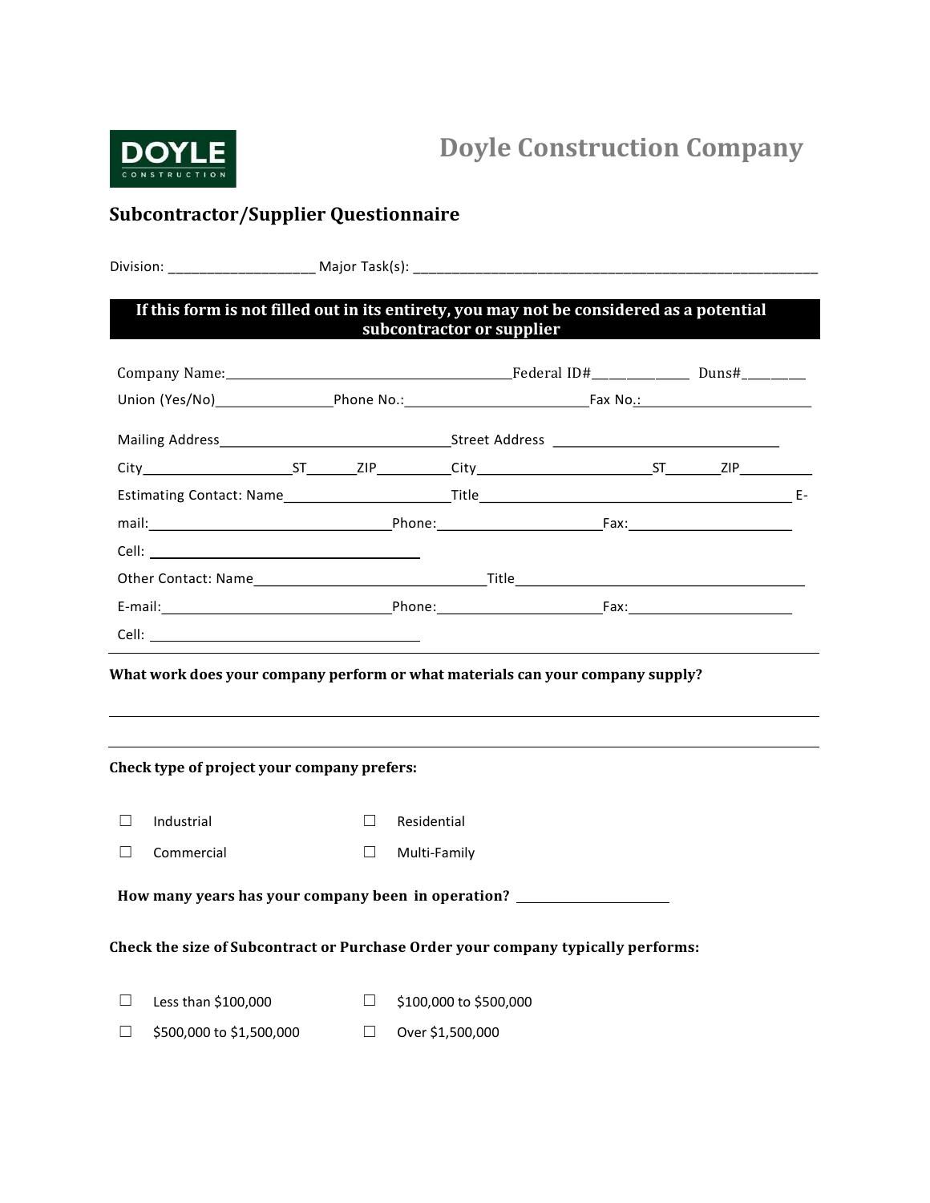DOYLE
CONSTRUCTION

# Doyle Construction Company

## Subcontractor/Supplier Questionnaire

Division: ___________________ Major Task(s): ________________________________________________________

**If this form is not filled out in its entirety, you may not be considered as a potential subcontractor or supplier**

Company Name:________________________________________Federal ID#_____________ Duns#________

Union (Yes/No)________________Phone No.:_________________________Fax No.:________________________

Mailing Address________________________________Street Address ______________________________

City____________________ST______ZIP__________City_________________________ST_______ZIP__________

Estimating Contact: Name______________________Title__________________________________________ E-mail:_________________________________Phone:______________________Fax:______________________

Cell: ____________________________________

Other Contact: Name________________________________Title_______________________________________

E-mail:______________________________Phone:______________________Fax:______________________

Cell: ____________________________________

**What work does your company perform or what materials can your company supply?**

______________________________________________________________________________________________

______________________________________________________________________________________________

**Check type of project your company prefers:**

- ☐ Industrial
- ☐ Residential
- ☐ Commercial
- ☐ Multi-Family

**How many years has your company been in operation?** ______________________

**Check the size of Subcontract or Purchase Order your company typically performs:**

- ☐ Less than $100,000
- ☐ $100,000 to $500,000
- ☐ $500,000 to $1,500,000
- ☐ Over $1,500,000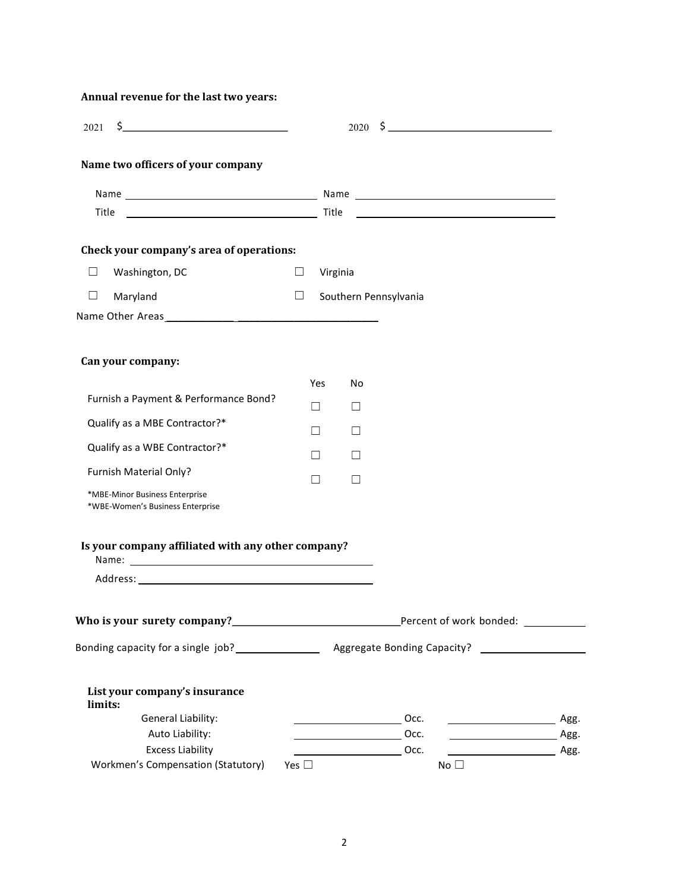**Annual revenue for the last two years:**

2021 $\_\_\_\_\_\_\_\_\_\_\_\_\_\_\_\_\_\_\_\_ 2020 $\_\_\_\_\_\_\_\_\_\_\_\_\_\_\_\_\_\_\_\_

**Name two officers of your company**

Name \_\_\_\_\_\_\_\_\_\_\_\_\_\_\_\_\_\_\_\_ Name \_\_\_\_\_\_\_\_\_\_\_\_\_\_\_\_\_\_\_\_

Title \_\_\_\_\_\_\_\_\_\_\_\_\_\_\_\_\_\_\_\_ Title \_\_\_\_\_\_\_\_\_\_\_\_\_\_\_\_\_\_\_\_

**Check your company's area of operations:**

☐ Washington, DC ☐ Virginia

☐ Maryland ☐ Southern Pennsylvania

Name Other Areas \_\_\_\_\_\_\_\_\_\_\_\_\_\_\_\_\_\_\_\_

**Can your company:**

| | Yes | No |
|---|---|---|
| Furnish a Payment & Performance Bond? | ☐ | ☐ |
| Qualify as a MBE Contractor?* | ☐ | ☐ |
| Qualify as a WBE Contractor?* | ☐ | ☐ |
| Furnish Material Only? | ☐ | ☐ |

*MBE-Minor Business Enterprise
*WBE-Women's Business Enterprise

**Is your company affiliated with any other company?**

Name: \_\_\_\_\_\_\_\_\_\_\_\_\_\_\_\_\_\_\_\_

Address: \_\_\_\_\_\_\_\_\_\_\_\_\_\_\_\_\_\_\_\_

**Who is your surety company?** \_\_\_\_\_\_\_\_\_\_\_\_\_\_\_\_\_\_\_\_ Percent of work bonded: \_\_\_\_\_\_\_\_\_\_

Bonding capacity for a single job? \_\_\_\_\_\_\_\_\_\_ Aggregate Bonding Capacity? \_\_\_\_\_\_\_\_\_\_

**List your company's insurance limits:**

| | | | | |
|---|---|---|---|---|
| General Liability: | \_\_\_\_\_\_\_\_\_\_ | Occ. | \_\_\_\_\_\_\_\_\_\_ | Agg. |
| Auto Liability: | \_\_\_\_\_\_\_\_\_\_ | Occ. | \_\_\_\_\_\_\_\_\_\_ | Agg. |
| Excess Liability | \_\_\_\_\_\_\_\_\_\_ | Occ. | \_\_\_\_\_\_\_\_\_\_ | Agg. |
| Workmen's Compensation (Statutory) | Yes ☐ | | No ☐ | |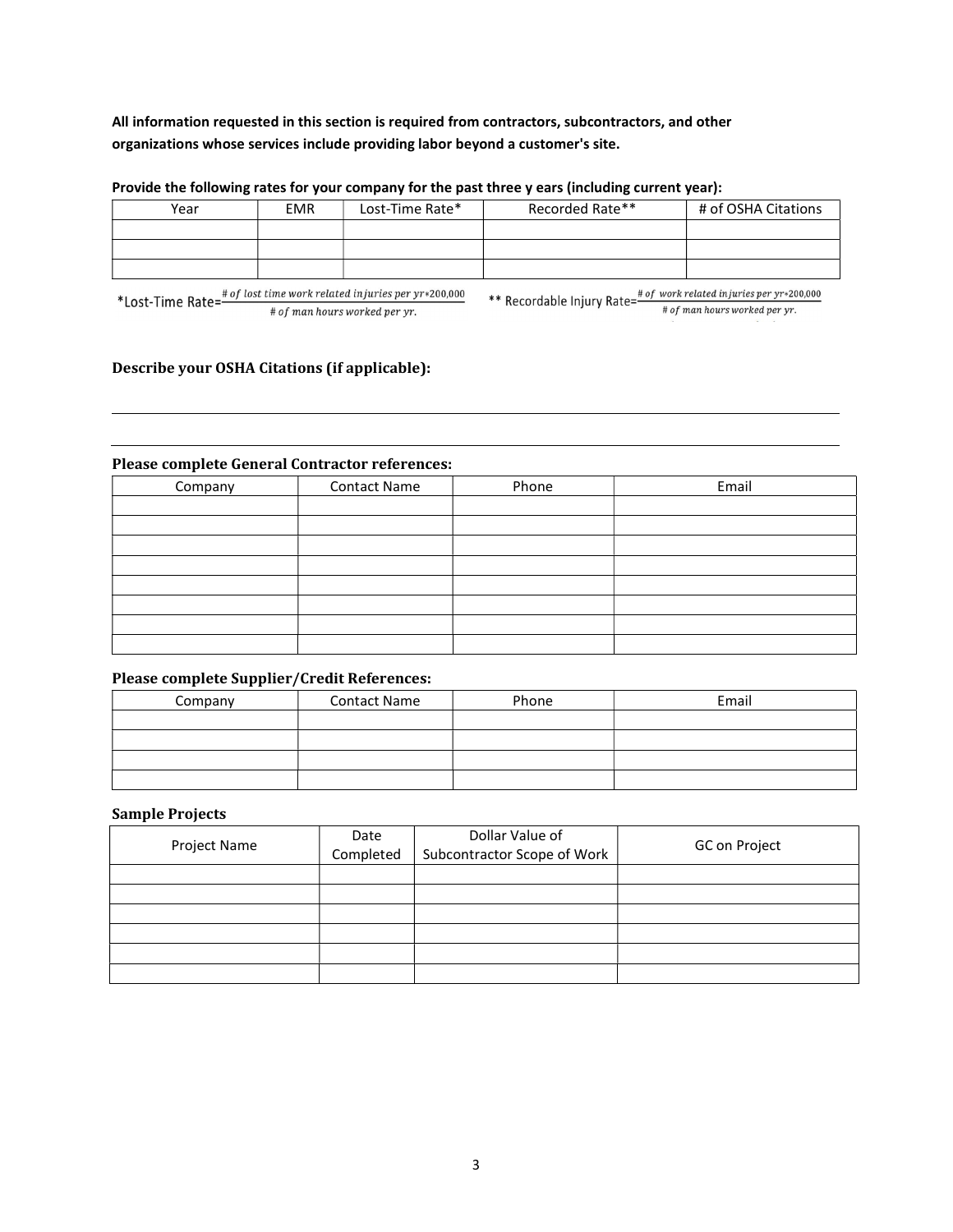**All information requested in this section is required from contractors, subcontractors, and other organizations whose services include providing labor beyond a customer's site.**

**Provide the following rates for your company for the past three y ears (including current year):**

| Year | EMR | Lost-Time Rate* | Recorded Rate** | # of OSHA Citations |
|---|---|---|---|---|
| | | | | |
| | | | | |
| | | | | |

*Lost-Time Rate= $\frac{\#\ of\ lost\ time\ work\ related\ injuries\ per\ yr * 200{,}000}{\#\ of\ man\ hours\ worked\ per\ yr.}$

** Recordable Injury Rate= $\frac{\#\ of\ work\ related\ injuries\ per\ yr * 200{,}000}{\#\ of\ man\ hours\ worked\ per\ yr.}$

### Describe your OSHA Citations (if applicable):

___

___

### Please complete General Contractor references:

| Company | Contact Name | Phone | Email |
|---|---|---|---|
| | | | |
| | | | |
| | | | |
| | | | |
| | | | |
| | | | |
| | | | |
| | | | |

### Please complete Supplier/Credit References:

| Company | Contact Name | Phone | Email |
|---|---|---|---|
| | | | |
| | | | |
| | | | |
| | | | |

### Sample Projects

| Project Name | Date Completed | Dollar Value of Subcontractor Scope of Work | GC on Project |
|---|---|---|---|
| | | | |
| | | | |
| | | | |
| | | | |
| | | | |
| | | | |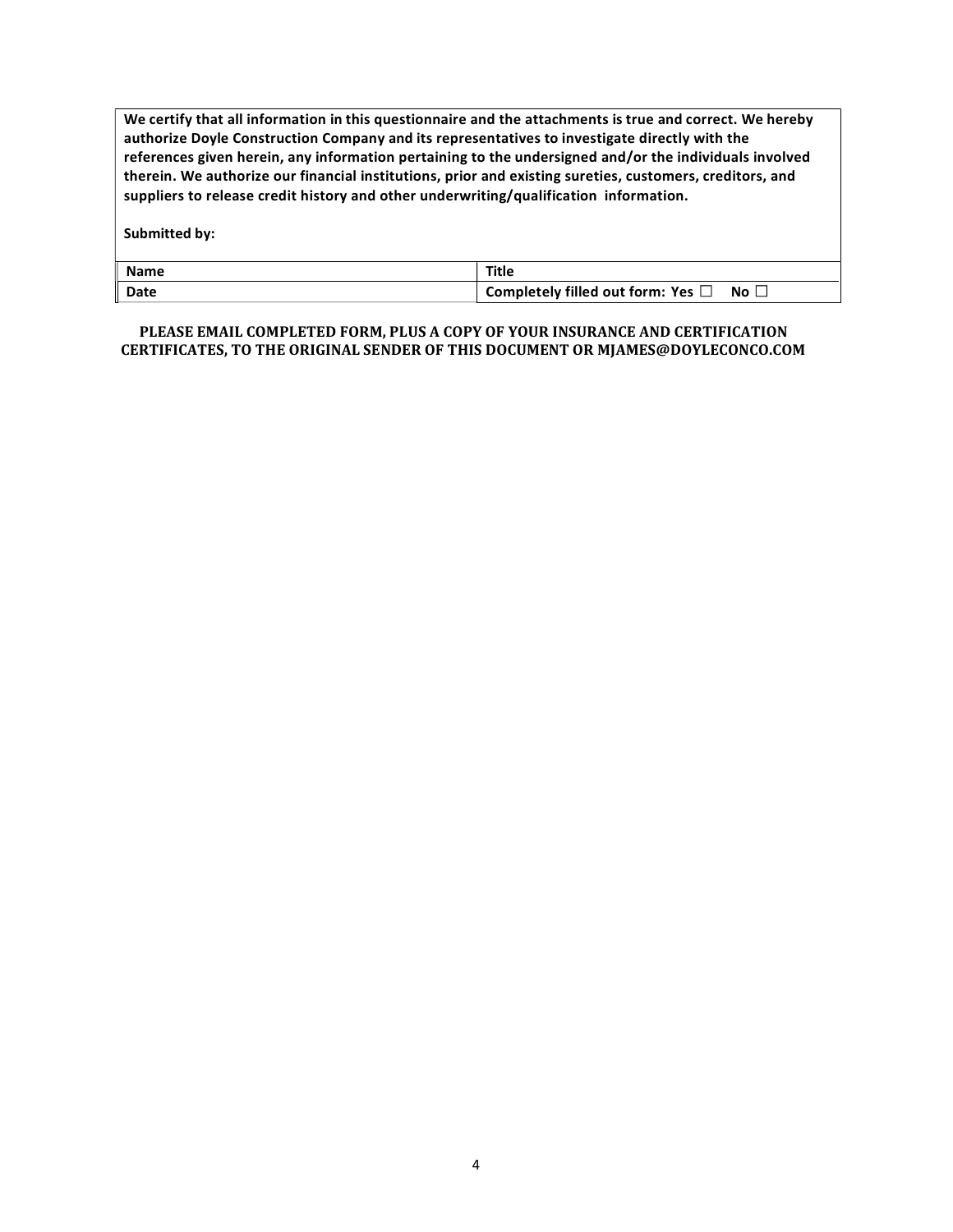**We certify that all information in this questionnaire and the attachments is true and correct. We hereby authorize Doyle Construction Company and its representatives to investigate directly with the references given herein, any information pertaining to the undersigned and/or the individuals involved therein. We authorize our financial institutions, prior and existing sureties, customers, creditors, and suppliers to release credit history and other underwriting/qualification information.**

**Submitted by:**

| | |
|---|---|
| **Name** | **Title** |
| **Date** | **Completely filled out form: Yes ☐ No ☐** |

**PLEASE EMAIL COMPLETED FORM, PLUS A COPY OF YOUR INSURANCE AND CERTIFICATION CERTIFICATES, TO THE ORIGINAL SENDER OF THIS DOCUMENT OR MJAMES@DOYLECONCO.COM**